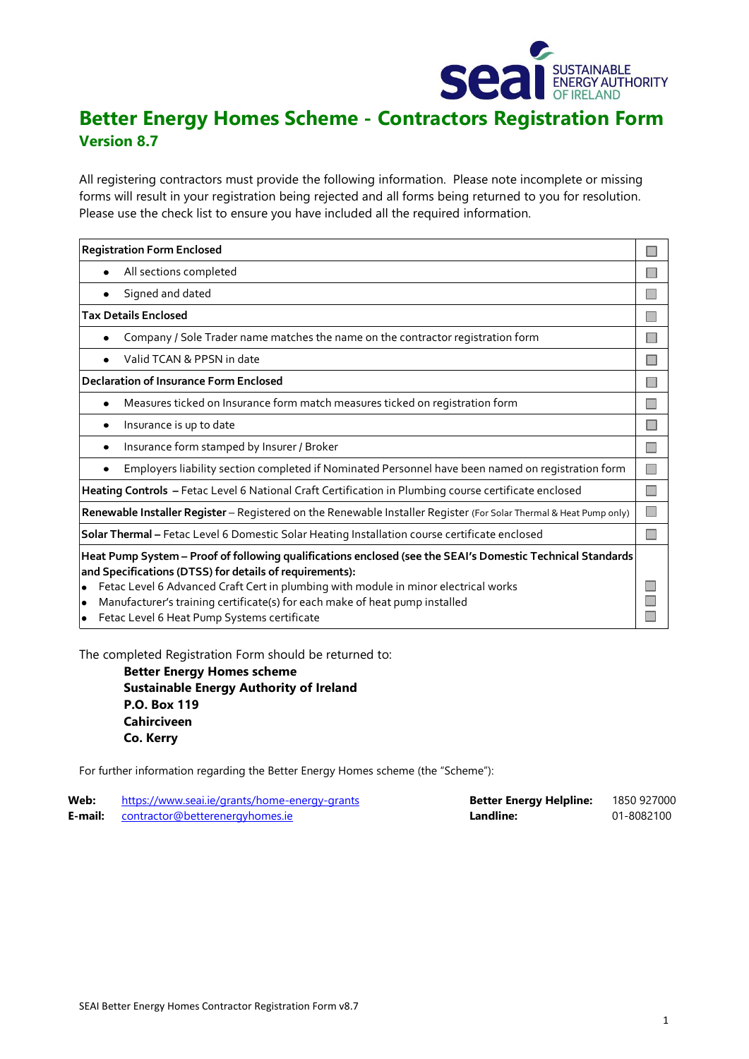# Better Energy Homes Scheme - Contractors Registration Form

**Version 8.7**

All registering contractors must provide the following information. Please note incomplete or missing forms will result in your registration being rejected and all forms being returned to you for resolution. Please use the check list to ensure you have included all the required information.

| | |
|---|---|
| **Registration Form Enclosed** | ☐ |
| • All sections completed | ☐ |
| • Signed and dated | ☐ |
| **Tax Details Enclosed** | ☐ |
| • Company / Sole Trader name matches the name on the contractor registration form | ☐ |
| • Valid TCAN & PPSN in date | ☐ |
| **Declaration of Insurance Form Enclosed** | ☐ |
| • Measures ticked on Insurance form match measures ticked on registration form | ☐ |
| • Insurance is up to date | ☐ |
| • Insurance form stamped by Insurer / Broker | ☐ |
| • Employers liability section completed if Nominated Personnel have been named on registration form | ☐ |
| **Heating Controls** – Fetac Level 6 National Craft Certification in Plumbing course certificate enclosed | ☐ |
| **Renewable Installer Register** – Registered on the Renewable Installer Register (For Solar Thermal & Heat Pump only) | ☐ |
| **Solar Thermal** – Fetac Level 6 Domestic Solar Heating Installation course certificate enclosed | ☐ |
| **Heat Pump System – Proof of following qualifications enclosed (see the SEAI's Domestic Technical Standards and Specifications (DTSS) for details of requirements):** | |
| • Fetac Level 6 Advanced Craft Cert in plumbing with module in minor electrical works | ☐ |
| • Manufacturer's training certificate(s) for each make of heat pump installed | ☐ |
| • Fetac Level 6 Heat Pump Systems certificate | ☐ |

The completed Registration Form should be returned to:

**Better Energy Homes scheme**
**Sustainable Energy Authority of Ireland**
**P.O. Box 119**
**Cahirciveen**
**Co. Kerry**

For further information regarding the Better Energy Homes scheme (the "Scheme"):

**Web:** https://www.seai.ie/grants/home-energy-grants
**E-mail:** contractor@betterenergyhomes.ie

**Better Energy Helpline:** 1850 927000
**Landline:** 01-8082100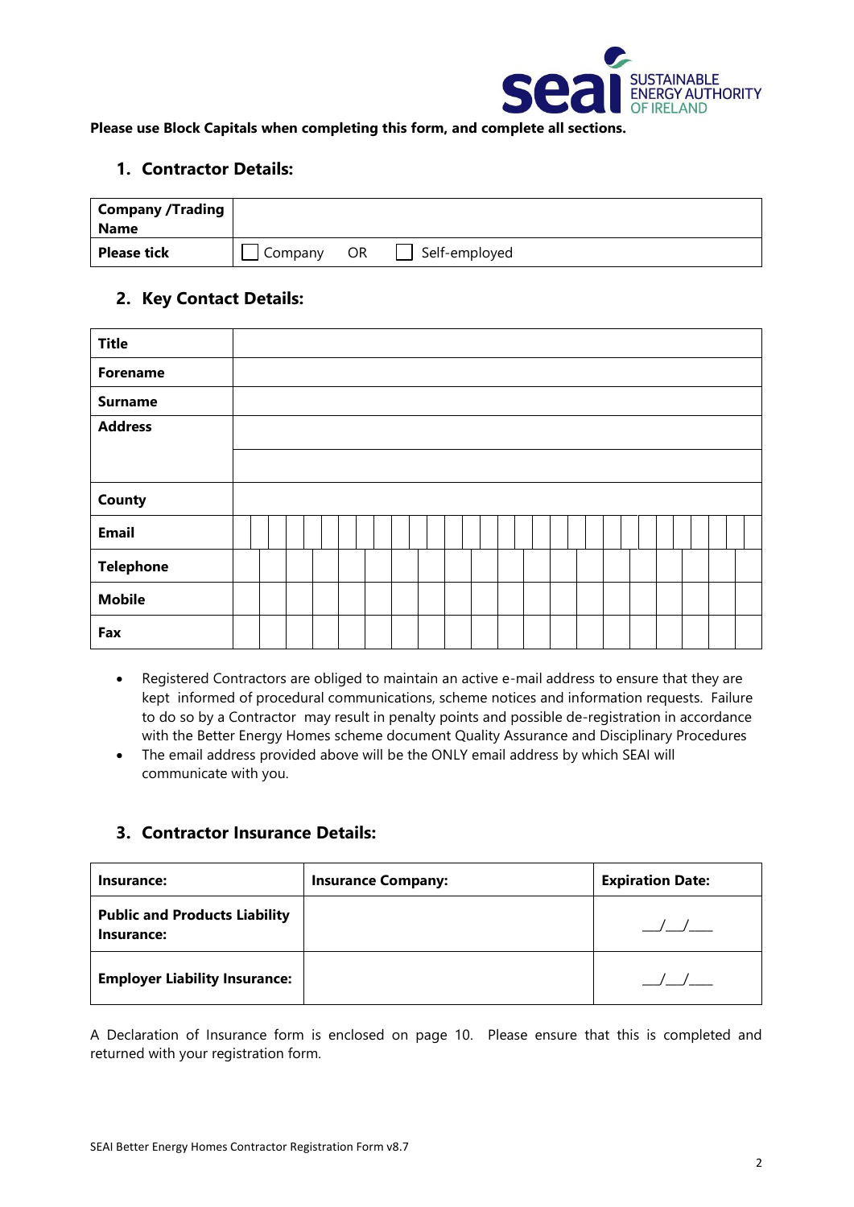**Please use Block Capitals when completing this form, and complete all sections.**

## 1. Contractor Details:

| **Company /Trading Name** | |
|---|---|
| **Please tick** | ☐ Company OR ☐ Self-employed |

## 2. Key Contact Details:

| **Title** | |
|---|---|
| **Forename** | |
| **Surname** | |
| **Address** | |
| | |
| **County** | |
| **Email** | |
| **Telephone** | |
| **Mobile** | |
| **Fax** | |

- Registered Contractors are obliged to maintain an active e-mail address to ensure that they are kept informed of procedural communications, scheme notices and information requests. Failure to do so by a Contractor may result in penalty points and possible de-registration in accordance with the Better Energy Homes scheme document Quality Assurance and Disciplinary Procedures
- The email address provided above will be the ONLY email address by which SEAI will communicate with you.

## 3. Contractor Insurance Details:

| **Insurance:** | **Insurance Company:** | **Expiration Date:** |
|---|---|---|
| **Public and Products Liability Insurance:** | | __/__/___ |
| **Employer Liability Insurance:** | | __/__/___ |

A Declaration of Insurance form is enclosed on page 10. Please ensure that this is completed and returned with your registration form.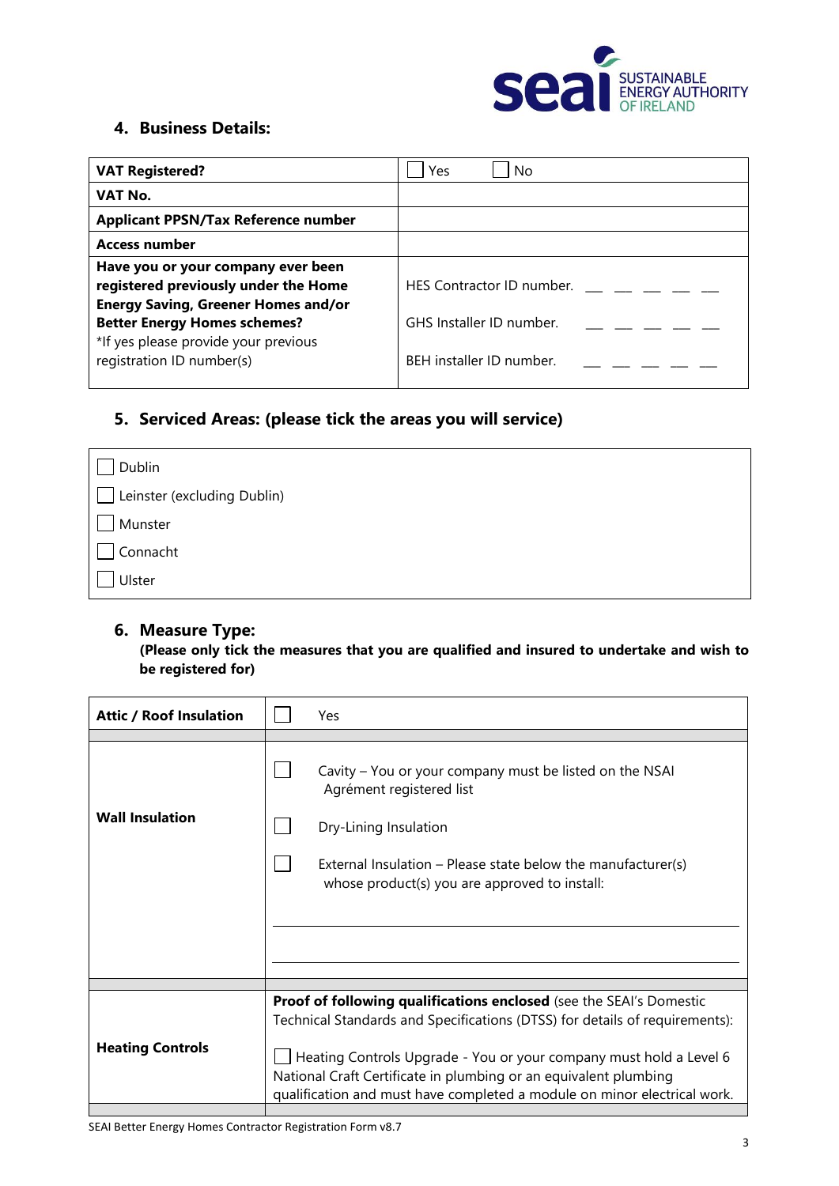## 4. Business Details:

| VAT Registered? | ☐ Yes ☐ No |
|---|---|
| VAT No. | |
| Applicant PPSN/Tax Reference number | |
| Access number | |
| **Have you or your company ever been registered previously under the Home Energy Saving, Greener Homes and/or Better Energy Homes schemes?** *If yes please provide your previous registration ID number(s) | HES Contractor ID number. __ __ __ __ __<br>GHS Installer ID number. __ __ __ __ __<br>BEH installer ID number. __ __ __ __ __ |

## 5. Serviced Areas: (please tick the areas you will service)

- ☐ Dublin
- ☐ Leinster (excluding Dublin)
- ☐ Munster
- ☐ Connacht
- ☐ Ulster

## 6. Measure Type:

**(Please only tick the measures that you are qualified and insured to undertake and wish to be registered for)**

| Attic / Roof Insulation | ☐ Yes |
|---|---|
| **Wall Insulation** | ☐ Cavity – You or your company must be listed on the NSAI Agrément registered list<br>☐ Dry-Lining Insulation<br>☐ External Insulation – Please state below the manufacturer(s) whose product(s) you are approved to install:<br>\_\_\_\_\_\_\_\_\_\_\_\_\_\_\_\_\_\_\_\_\_\_\_\_\_\_\_\_\_\_\_\_<br>\_\_\_\_\_\_\_\_\_\_\_\_\_\_\_\_\_\_\_\_\_\_\_\_\_\_\_\_\_\_\_\_ |
| **Heating Controls** | **Proof of following qualifications enclosed** (see the SEAI's Domestic Technical Standards and Specifications (DTSS) for details of requirements):<br>☐ Heating Controls Upgrade - You or your company must hold a Level 6 National Craft Certificate in plumbing or an equivalent plumbing qualification and must have completed a module on minor electrical work. |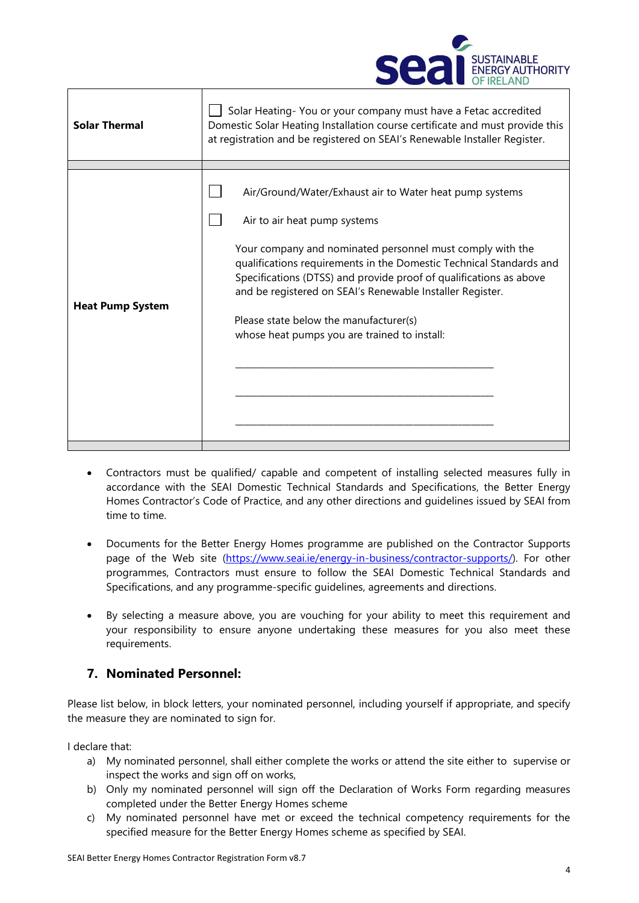| | |
|---|---|
| **Solar Thermal** | ☐ Solar Heating- You or your company must have a Fetac accredited Domestic Solar Heating Installation course certificate and must provide this at registration and be registered on SEAI's Renewable Installer Register. |
| | |
| **Heat Pump System** | ☐ Air/Ground/Water/Exhaust air to Water heat pump systems<br><br>☐ Air to air heat pump systems<br><br>Your company and nominated personnel must comply with the qualifications requirements in the Domestic Technical Standards and Specifications (DTSS) and provide proof of qualifications as above and be registered on SEAI's Renewable Installer Register.<br><br>Please state below the manufacturer(s) whose heat pumps you are trained to install:<br><br>_______________________________________________<br><br>_______________________________________________<br><br>_______________________________________________ |
| | |

- Contractors must be qualified/ capable and competent of installing selected measures fully in accordance with the SEAI Domestic Technical Standards and Specifications, the Better Energy Homes Contractor's Code of Practice, and any other directions and guidelines issued by SEAI from time to time.
- Documents for the Better Energy Homes programme are published on the Contractor Supports page of the Web site (https://www.seai.ie/energy-in-business/contractor-supports/). For other programmes, Contractors must ensure to follow the SEAI Domestic Technical Standards and Specifications, and any programme-specific guidelines, agreements and directions.
- By selecting a measure above, you are vouching for your ability to meet this requirement and your responsibility to ensure anyone undertaking these measures for you also meet these requirements.

## 7. Nominated Personnel:

Please list below, in block letters, your nominated personnel, including yourself if appropriate, and specify the measure they are nominated to sign for.

I declare that:

a) My nominated personnel, shall either complete the works or attend the site either to supervise or inspect the works and sign off on works,
b) Only my nominated personnel will sign off the Declaration of Works Form regarding measures completed under the Better Energy Homes scheme
c) My nominated personnel have met or exceed the technical competency requirements for the specified measure for the Better Energy Homes scheme as specified by SEAI.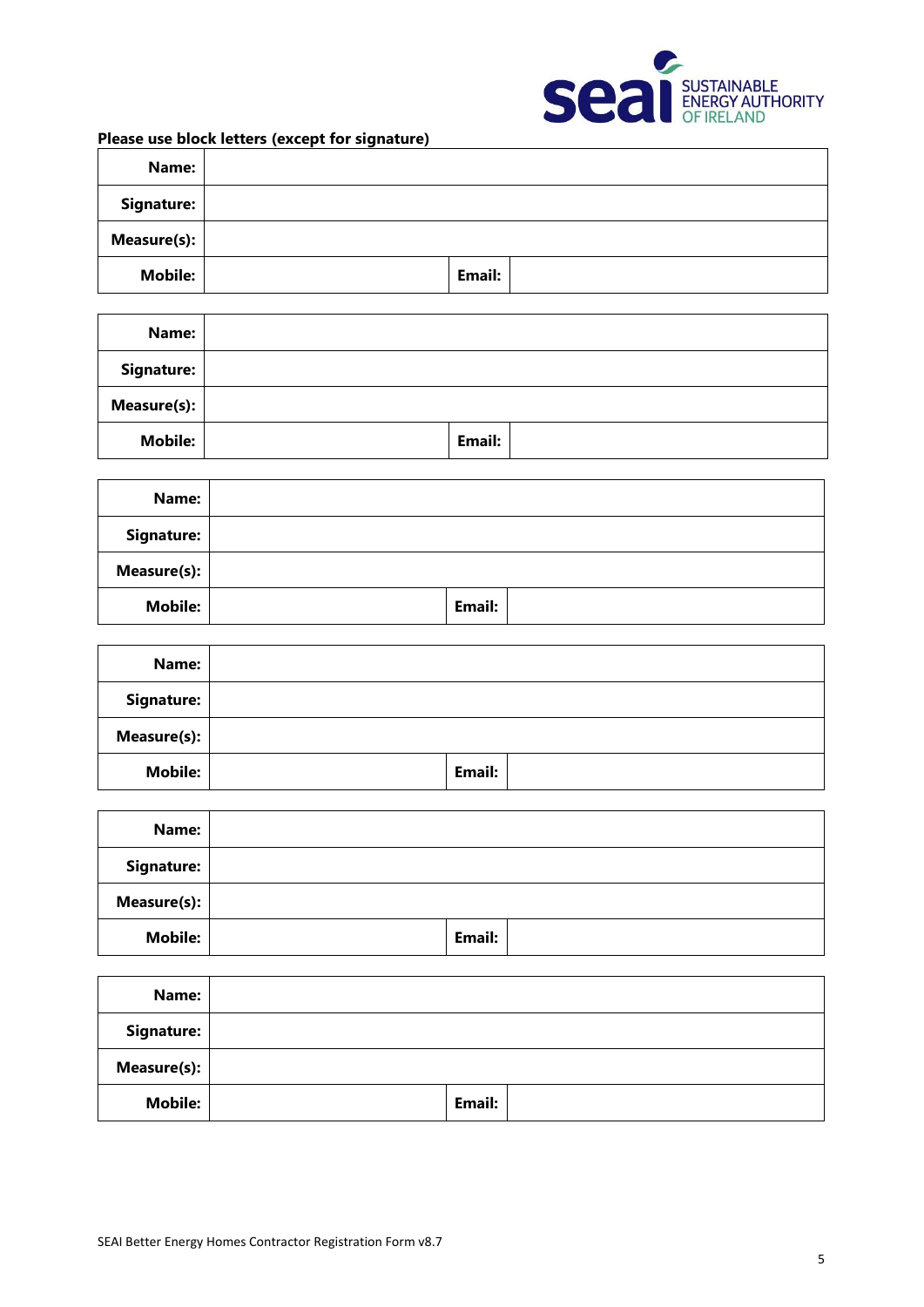**Please use block letters (except for signature)**

| | | | |
|---|---|---|---|
| **Name:** | | | |
| **Signature:** | | | |
| **Measure(s):** | | | |
| **Mobile:** | | **Email:** | |

| | | | |
|---|---|---|---|
| **Name:** | | | |
| **Signature:** | | | |
| **Measure(s):** | | | |
| **Mobile:** | | **Email:** | |

| | | | |
|---|---|---|---|
| **Name:** | | | |
| **Signature:** | | | |
| **Measure(s):** | | | |
| **Mobile:** | | **Email:** | |

| | | | |
|---|---|---|---|
| **Name:** | | | |
| **Signature:** | | | |
| **Measure(s):** | | | |
| **Mobile:** | | **Email:** | |

| | | | |
|---|---|---|---|
| **Name:** | | | |
| **Signature:** | | | |
| **Measure(s):** | | | |
| **Mobile:** | | **Email:** | |

| | | | |
|---|---|---|---|
| **Name:** | | | |
| **Signature:** | | | |
| **Measure(s):** | | | |
| **Mobile:** | | **Email:** | |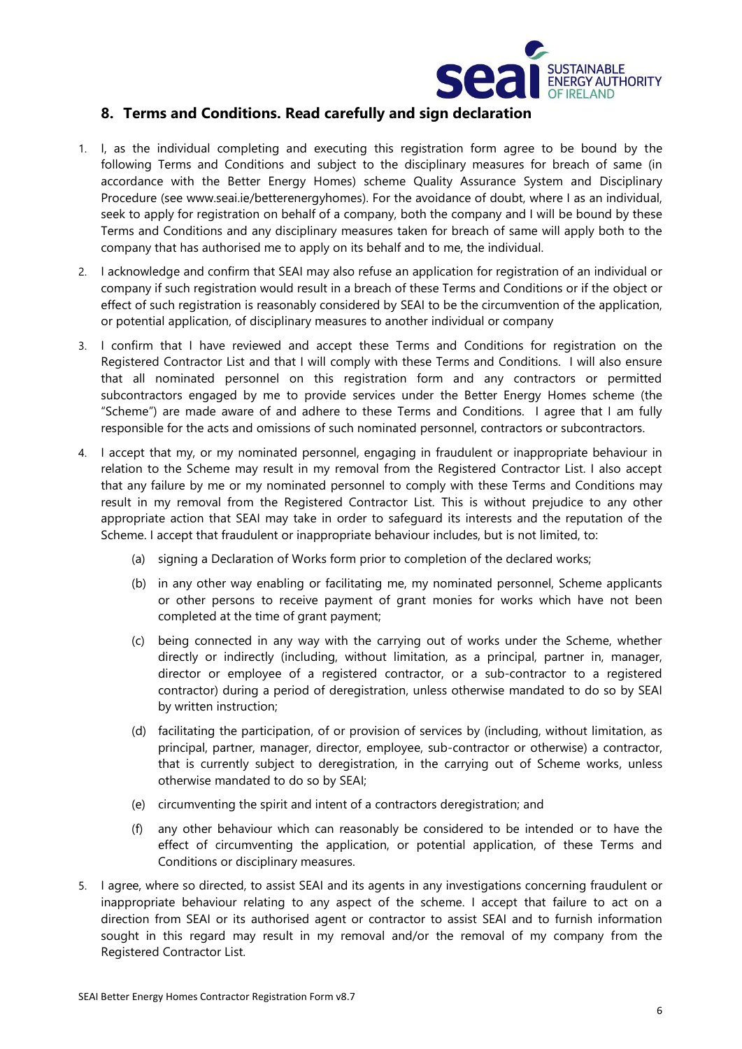## 8. Terms and Conditions. Read carefully and sign declaration

1. I, as the individual completing and executing this registration form agree to be bound by the following Terms and Conditions and subject to the disciplinary measures for breach of same (in accordance with the Better Energy Homes) scheme Quality Assurance System and Disciplinary Procedure (see www.seai.ie/betterenergyhomes). For the avoidance of doubt, where I as an individual, seek to apply for registration on behalf of a company, both the company and I will be bound by these Terms and Conditions and any disciplinary measures taken for breach of same will apply both to the company that has authorised me to apply on its behalf and to me, the individual.

2. I acknowledge and confirm that SEAI may also refuse an application for registration of an individual or company if such registration would result in a breach of these Terms and Conditions or if the object or effect of such registration is reasonably considered by SEAI to be the circumvention of the application, or potential application, of disciplinary measures to another individual or company

3. I confirm that I have reviewed and accept these Terms and Conditions for registration on the Registered Contractor List and that I will comply with these Terms and Conditions. I will also ensure that all nominated personnel on this registration form and any contractors or permitted subcontractors engaged by me to provide services under the Better Energy Homes scheme (the "Scheme") are made aware of and adhere to these Terms and Conditions. I agree that I am fully responsible for the acts and omissions of such nominated personnel, contractors or subcontractors.

4. I accept that my, or my nominated personnel, engaging in fraudulent or inappropriate behaviour in relation to the Scheme may result in my removal from the Registered Contractor List. I also accept that any failure by me or my nominated personnel to comply with these Terms and Conditions may result in my removal from the Registered Contractor List. This is without prejudice to any other appropriate action that SEAI may take in order to safeguard its interests and the reputation of the Scheme. I accept that fraudulent or inappropriate behaviour includes, but is not limited, to:

   (a) signing a Declaration of Works form prior to completion of the declared works;

   (b) in any other way enabling or facilitating me, my nominated personnel, Scheme applicants or other persons to receive payment of grant monies for works which have not been completed at the time of grant payment;

   (c) being connected in any way with the carrying out of works under the Scheme, whether directly or indirectly (including, without limitation, as a principal, partner in, manager, director or employee of a registered contractor, or a sub-contractor to a registered contractor) during a period of deregistration, unless otherwise mandated to do so by SEAI by written instruction;

   (d) facilitating the participation, of or provision of services by (including, without limitation, as principal, partner, manager, director, employee, sub-contractor or otherwise) a contractor, that is currently subject to deregistration, in the carrying out of Scheme works, unless otherwise mandated to do so by SEAI;

   (e) circumventing the spirit and intent of a contractors deregistration; and

   (f) any other behaviour which can reasonably be considered to be intended or to have the effect of circumventing the application, or potential application, of these Terms and Conditions or disciplinary measures.

5. I agree, where so directed, to assist SEAI and its agents in any investigations concerning fraudulent or inappropriate behaviour relating to any aspect of the scheme. I accept that failure to act on a direction from SEAI or its authorised agent or contractor to assist SEAI and to furnish information sought in this regard may result in my removal and/or the removal of my company from the Registered Contractor List.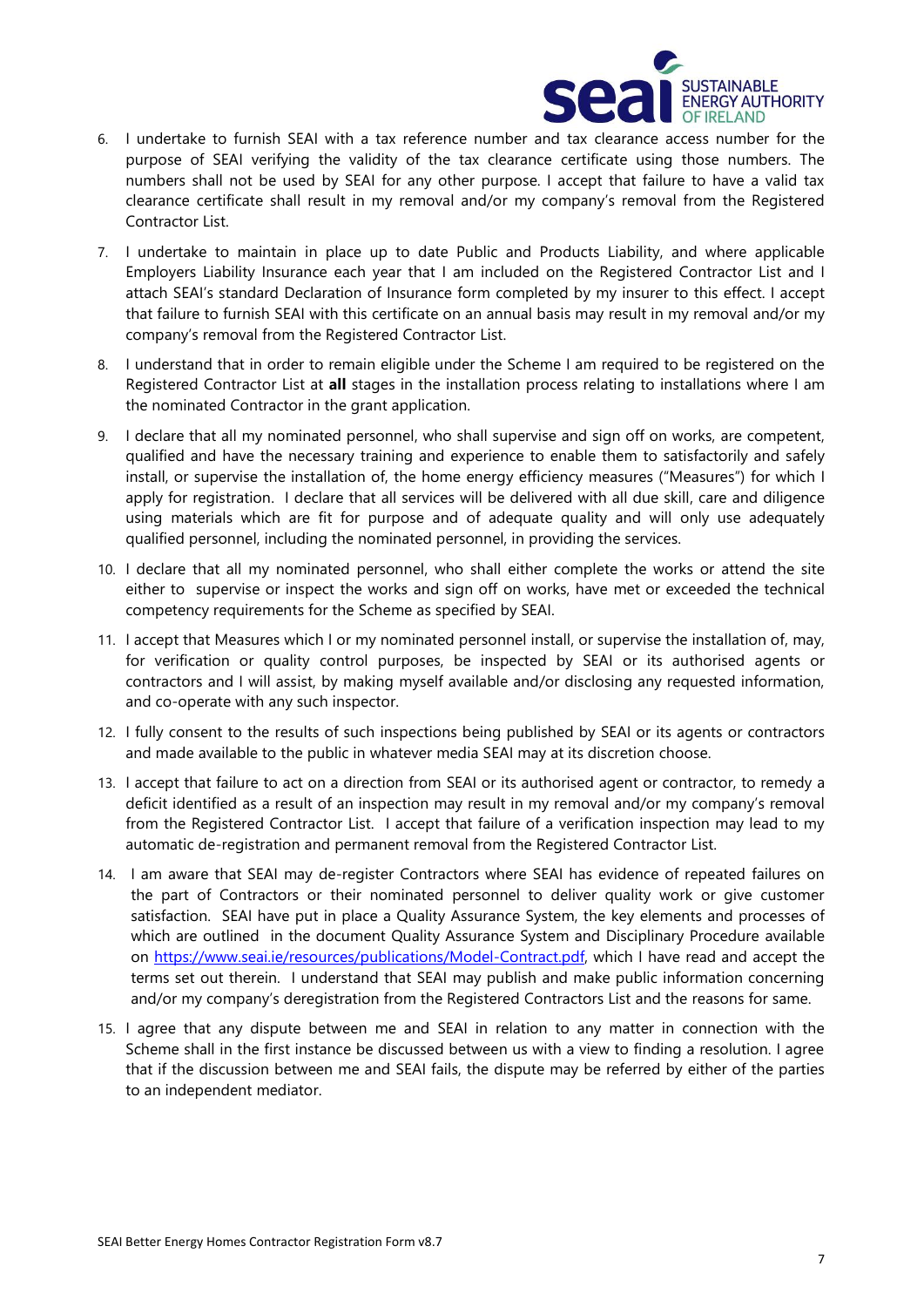6. I undertake to furnish SEAI with a tax reference number and tax clearance access number for the purpose of SEAI verifying the validity of the tax clearance certificate using those numbers. The numbers shall not be used by SEAI for any other purpose. I accept that failure to have a valid tax clearance certificate shall result in my removal and/or my company's removal from the Registered Contractor List.

7. I undertake to maintain in place up to date Public and Products Liability, and where applicable Employers Liability Insurance each year that I am included on the Registered Contractor List and I attach SEAI's standard Declaration of Insurance form completed by my insurer to this effect. I accept that failure to furnish SEAI with this certificate on an annual basis may result in my removal and/or my company's removal from the Registered Contractor List.

8. I understand that in order to remain eligible under the Scheme I am required to be registered on the Registered Contractor List at **all** stages in the installation process relating to installations where I am the nominated Contractor in the grant application.

9. I declare that all my nominated personnel, who shall supervise and sign off on works, are competent, qualified and have the necessary training and experience to enable them to satisfactorily and safely install, or supervise the installation of, the home energy efficiency measures ("Measures") for which I apply for registration. I declare that all services will be delivered with all due skill, care and diligence using materials which are fit for purpose and of adequate quality and will only use adequately qualified personnel, including the nominated personnel, in providing the services.

10. I declare that all my nominated personnel, who shall either complete the works or attend the site either to supervise or inspect the works and sign off on works, have met or exceeded the technical competency requirements for the Scheme as specified by SEAI.

11. I accept that Measures which I or my nominated personnel install, or supervise the installation of, may, for verification or quality control purposes, be inspected by SEAI or its authorised agents or contractors and I will assist, by making myself available and/or disclosing any requested information, and co-operate with any such inspector.

12. I fully consent to the results of such inspections being published by SEAI or its agents or contractors and made available to the public in whatever media SEAI may at its discretion choose.

13. I accept that failure to act on a direction from SEAI or its authorised agent or contractor, to remedy a deficit identified as a result of an inspection may result in my removal and/or my company's removal from the Registered Contractor List. I accept that failure of a verification inspection may lead to my automatic de-registration and permanent removal from the Registered Contractor List.

14. I am aware that SEAI may de-register Contractors where SEAI has evidence of repeated failures on the part of Contractors or their nominated personnel to deliver quality work or give customer satisfaction. SEAI have put in place a Quality Assurance System, the key elements and processes of which are outlined in the document Quality Assurance System and Disciplinary Procedure available on [https://www.seai.ie/resources/publications/Model-Contract.pdf](https://www.seai.ie/resources/publications/Model-Contract.pdf), which I have read and accept the terms set out therein. I understand that SEAI may publish and make public information concerning and/or my company's deregistration from the Registered Contractors List and the reasons for same.

15. I agree that any dispute between me and SEAI in relation to any matter in connection with the Scheme shall in the first instance be discussed between us with a view to finding a resolution. I agree that if the discussion between me and SEAI fails, the dispute may be referred by either of the parties to an independent mediator.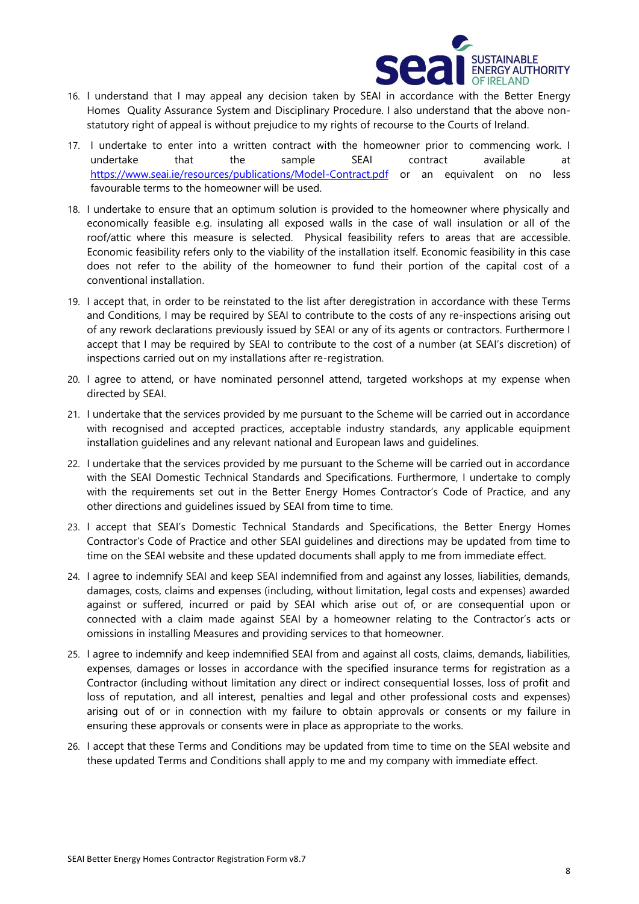16. I understand that I may appeal any decision taken by SEAI in accordance with the Better Energy Homes Quality Assurance System and Disciplinary Procedure. I also understand that the above non-statutory right of appeal is without prejudice to my rights of recourse to the Courts of Ireland.
17. I undertake to enter into a written contract with the homeowner prior to commencing work. I undertake that the sample SEAI contract available at https://www.seai.ie/resources/publications/Model-Contract.pdf or an equivalent on no less favourable terms to the homeowner will be used.
18. I undertake to ensure that an optimum solution is provided to the homeowner where physically and economically feasible e.g. insulating all exposed walls in the case of wall insulation or all of the roof/attic where this measure is selected. Physical feasibility refers to areas that are accessible. Economic feasibility refers only to the viability of the installation itself. Economic feasibility in this case does not refer to the ability of the homeowner to fund their portion of the capital cost of a conventional installation.
19. I accept that, in order to be reinstated to the list after deregistration in accordance with these Terms and Conditions, I may be required by SEAI to contribute to the costs of any re-inspections arising out of any rework declarations previously issued by SEAI or any of its agents or contractors. Furthermore I accept that I may be required by SEAI to contribute to the cost of a number (at SEAI's discretion) of inspections carried out on my installations after re-registration.
20. I agree to attend, or have nominated personnel attend, targeted workshops at my expense when directed by SEAI.
21. I undertake that the services provided by me pursuant to the Scheme will be carried out in accordance with recognised and accepted practices, acceptable industry standards, any applicable equipment installation guidelines and any relevant national and European laws and guidelines.
22. I undertake that the services provided by me pursuant to the Scheme will be carried out in accordance with the SEAI Domestic Technical Standards and Specifications. Furthermore, I undertake to comply with the requirements set out in the Better Energy Homes Contractor's Code of Practice, and any other directions and guidelines issued by SEAI from time to time.
23. I accept that SEAI's Domestic Technical Standards and Specifications, the Better Energy Homes Contractor's Code of Practice and other SEAI guidelines and directions may be updated from time to time on the SEAI website and these updated documents shall apply to me from immediate effect.
24. I agree to indemnify SEAI and keep SEAI indemnified from and against any losses, liabilities, demands, damages, costs, claims and expenses (including, without limitation, legal costs and expenses) awarded against or suffered, incurred or paid by SEAI which arise out of, or are consequential upon or connected with a claim made against SEAI by a homeowner relating to the Contractor's acts or omissions in installing Measures and providing services to that homeowner.
25. I agree to indemnify and keep indemnified SEAI from and against all costs, claims, demands, liabilities, expenses, damages or losses in accordance with the specified insurance terms for registration as a Contractor (including without limitation any direct or indirect consequential losses, loss of profit and loss of reputation, and all interest, penalties and legal and other professional costs and expenses) arising out of or in connection with my failure to obtain approvals or consents or my failure in ensuring these approvals or consents were in place as appropriate to the works.
26. I accept that these Terms and Conditions may be updated from time to time on the SEAI website and these updated Terms and Conditions shall apply to me and my company with immediate effect.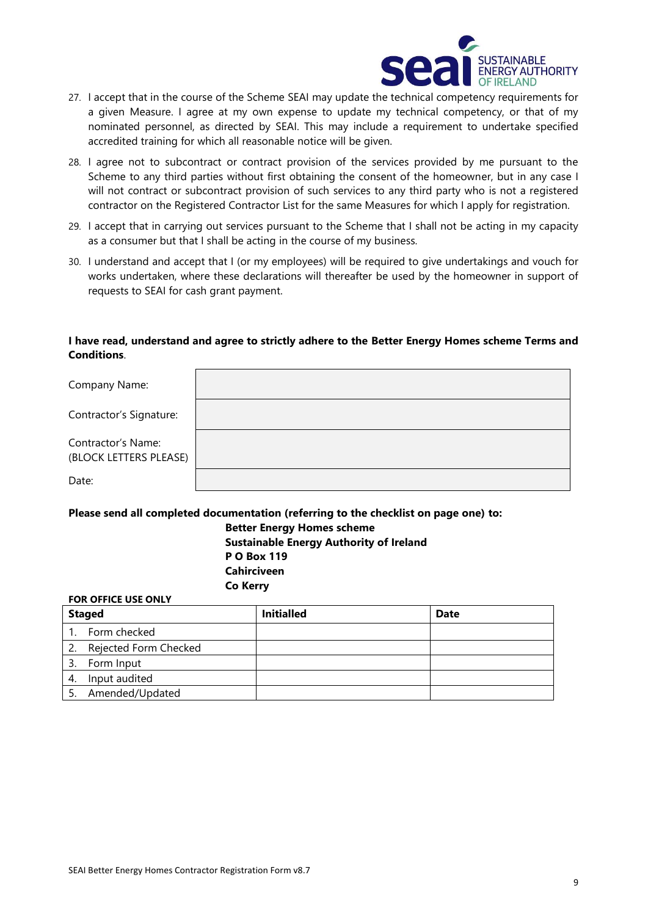27. I accept that in the course of the Scheme SEAI may update the technical competency requirements for a given Measure. I agree at my own expense to update my technical competency, or that of my nominated personnel, as directed by SEAI. This may include a requirement to undertake specified accredited training for which all reasonable notice will be given.
28. I agree not to subcontract or contract provision of the services provided by me pursuant to the Scheme to any third parties without first obtaining the consent of the homeowner, but in any case I will not contract or subcontract provision of such services to any third party who is not a registered contractor on the Registered Contractor List for the same Measures for which I apply for registration.
29. I accept that in carrying out services pursuant to the Scheme that I shall not be acting in my capacity as a consumer but that I shall be acting in the course of my business.
30. I understand and accept that I (or my employees) will be required to give undertakings and vouch for works undertaken, where these declarations will thereafter be used by the homeowner in support of requests to SEAI for cash grant payment.

**I have read, understand and agree to strictly adhere to the Better Energy Homes scheme Terms and Conditions**.

| | |
|---|---|
| Company Name: | |
| Contractor's Signature: | |
| Contractor's Name: (BLOCK LETTERS PLEASE) | |
| Date: | |

**Please send all completed documentation (referring to the checklist on page one) to:**

**Better Energy Homes scheme**
**Sustainable Energy Authority of Ireland**
**P O Box 119**
**Cahirciveen**
**Co Kerry**

**FOR OFFICE USE ONLY**

| Staged | Initialled | Date |
|---|---|---|
| 1. Form checked | | |
| 2. Rejected Form Checked | | |
| 3. Form Input | | |
| 4. Input audited | | |
| 5. Amended/Updated | | |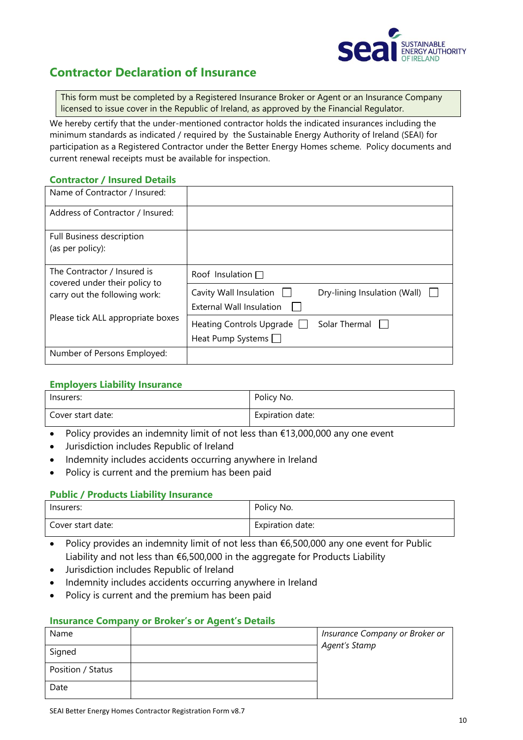# Contractor Declaration of Insurance

This form must be completed by a Registered Insurance Broker or Agent or an Insurance Company licensed to issue cover in the Republic of Ireland, as approved by the Financial Regulator.

We hereby certify that the under-mentioned contractor holds the indicated insurances including the minimum standards as indicated / required by the Sustainable Energy Authority of Ireland (SEAI) for participation as a Registered Contractor under the Better Energy Homes scheme. Policy documents and current renewal receipts must be available for inspection.

## Contractor / Insured Details

| | |
|---|---|
| Name of Contractor / Insured: | |
| Address of Contractor / Insured: | |
| Full Business description (as per policy): | |
| The Contractor / Insured is covered under their policy to carry out the following work: Please tick ALL appropriate boxes | Roof Insulation ☐ |
| | Cavity Wall Insulation ☐ Dry-lining Insulation (Wall) ☐ External Wall Insulation ☐ |
| | Heating Controls Upgrade ☐ Solar Thermal ☐ Heat Pump Systems ☐ |
| Number of Persons Employed: | |

## Employers Liability Insurance

| | |
|---|---|
| Insurers: | Policy No. |
| Cover start date: | Expiration date: |

- Policy provides an indemnity limit of not less than €13,000,000 any one event
- Jurisdiction includes Republic of Ireland
- Indemnity includes accidents occurring anywhere in Ireland
- Policy is current and the premium has been paid

## Public / Products Liability Insurance

| | |
|---|---|
| Insurers: | Policy No. |
| Cover start date: | Expiration date: |

- Policy provides an indemnity limit of not less than €6,500,000 any one event for Public Liability and not less than €6,500,000 in the aggregate for Products Liability
- Jurisdiction includes Republic of Ireland
- Indemnity includes accidents occurring anywhere in Ireland
- Policy is current and the premium has been paid

## Insurance Company or Broker's or Agent's Details

| | | |
|---|---|---|
| Name | | *Insurance Company or Broker or Agent's Stamp* |
| Signed | | |
| Position / Status | | |
| Date | | |

SEAI Better Energy Homes Contractor Registration Form v8.7